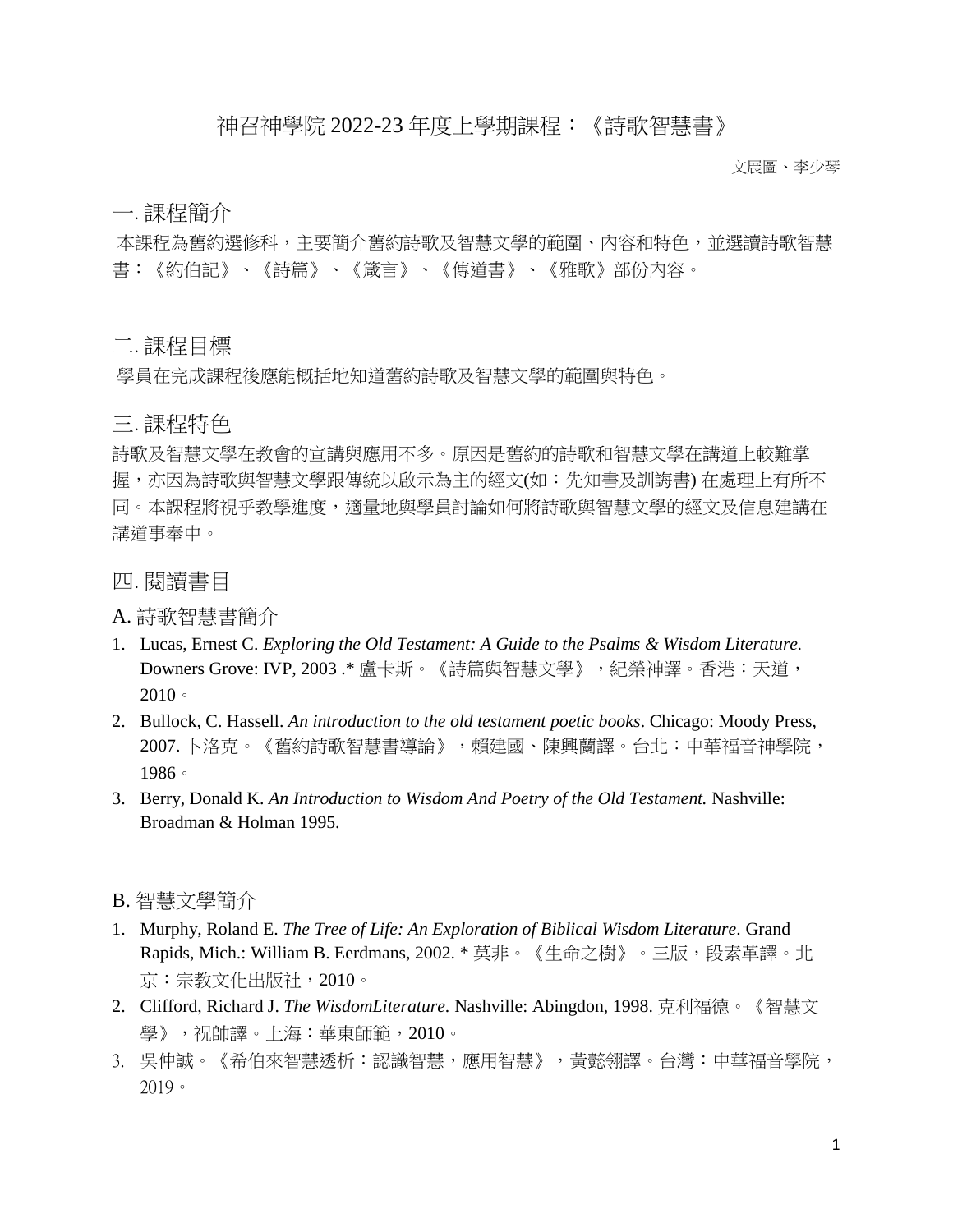# 神召神學院 2022-23 年度上學期課程：《詩歌智慧書》

文展圖、李少琴

## 一. 課程簡介

本課程為舊約選修科，主要簡介舊約詩歌及智慧文學的範圍、內容和特色，並選讀詩歌智慧書：《約伯記》、《詩篇》、《箴言》、《傳道書》、《雅歌》部份內容。

## 二. 課程目標

學員在完成課程後應能概括地知道舊約詩歌及智慧文學的範圍與特色。

## 三. 課程特色

詩歌及智慧文學在教會的宣講與應用不多。原因是舊約的詩歌和智慧文學在講道上較難掌握，亦因為詩歌與智慧文學跟傳統以啟示為主的經文(如：先知書及訓誨書) 在處理上有所不同。本課程將視乎教學進度，適量地與學員討論如何將詩歌與智慧文學的經文及信息建講在講道事奉中。

## 四. 閱讀書目

### A. 詩歌智慧書簡介

1. Lucas, Ernest C. *Exploring the Old Testament: A Guide to the Psalms & Wisdom Literature.* Downers Grove: IVP, 2003 .* 盧卡斯。《詩篇與智慧文學》，紀榮神譯。香港：天道，2010。
2. Bullock, C. Hassell. *An introduction to the old testament poetic books*. Chicago: Moody Press, 2007. 卜洛克。《舊約詩歌智慧書導論》，賴建國、陳興蘭譯。台北：中華福音神學院，1986。
3. Berry, Donald K. *An Introduction to Wisdom And Poetry of the Old Testament.* Nashville: Broadman & Holman 1995.

### B. 智慧文學簡介

1. Murphy, Roland E. *The Tree of Life: An Exploration of Biblical Wisdom Literature*. Grand Rapids, Mich.: William B. Eerdmans, 2002. * 莫非。《生命之樹》。三版，段素革譯。北京：宗教文化出版社，2010。
2. Clifford, Richard J. *The WisdomLiterature*. Nashville: Abingdon, 1998. 克利福德。《智慧文學》，祝帥譯。上海：華東師範，2010。
3. 吳仲誠。《希伯來智慧透析：認識智慧，應用智慧》，黃懿翎譯。台灣：中華福音學院，2019。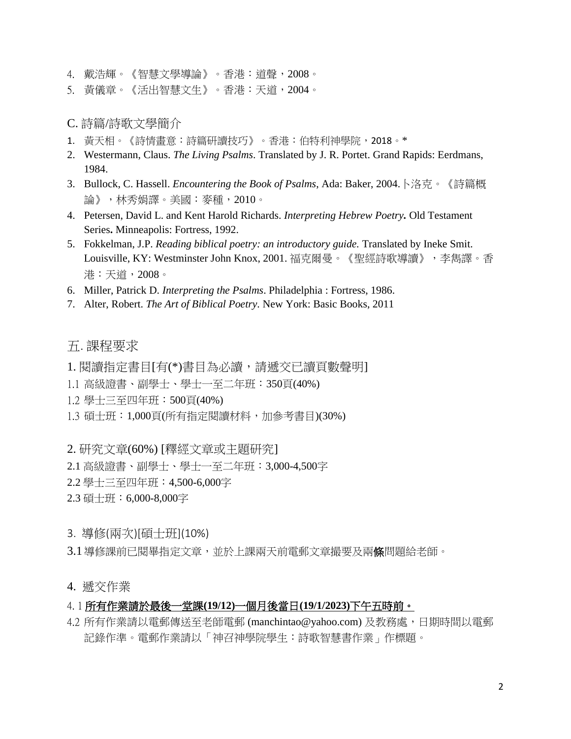4. 戴浩輝。《智慧文學導論》。香港：道聲，2008。
5. 黃儀章。《活出智慧文生》。香港：天道，2004。

### C. 詩篇/詩歌文學簡介

1. 黃天相。《詩情畫意：詩篇研讀技巧》。香港：伯特利神學院，2018。*
2. Westermann, Claus. *The Living Psalms*. Translated by J. R. Portet. Grand Rapids: Eerdmans, 1984.
3. Bullock, C. Hassell. *Encountering the Book of Psalms*, Ada: Baker, 2004. 卜洛克。《詩篇概論》，林秀娟譯。美國：麥種，2010。
4. Petersen, David L. and Kent Harold Richards. *Interpreting Hebrew Poetry***.** Old Testament Series**.** Minneapolis: Fortress, 1992.
5. Fokkelman, J.P. *Reading biblical poetry: an introductory guide.* Translated by Ineke Smit. Louisville, KY: Westminster John Knox, 2001. 福克爾曼。《聖經詩歌導讀》，李雋譯。香港：天道，2008。
6. Miller, Patrick D. *Interpreting the Psalms*. Philadelphia : Fortress, 1986.
7. Alter, Robert. *The Art of Biblical Poetry*. New York: Basic Books, 2011

## 五. 課程要求

1. 閱讀指定書目[有(*)書目為必讀，請遞交已讀頁數聲明]

1.1 高級證書、副學士、學士一至二年班：350頁(40%)

1.2 學士三至四年班：500頁(40%)

1.3 碩士班：1,000頁(所有指定閱讀材料，加參考書目)(30%)

2. 研究文章(60%) [釋經文章或主題研究]

2.1 高級證書、副學士、學士一至二年班：3,000-4,500字

2.2 學士三至四年班：4,500-6,000字

2.3 碩士班：6,000-8,000字

3. 導修(兩次)[碩士班](10%)

3.1 導修課前已閱畢指定文章，並於上課兩天前電郵文章撮要及兩**條**問題給老師。

4. 遞交作業

4.1 **<u>所有作業請於最後一堂課(19/12)一個月後當日(19/1/2023)下午五時前。</u>**

4.2 所有作業請以電郵傳送至老師電郵 (manchintao@yahoo.com) 及教務處，日期時間以電郵記錄作準。電郵作業請以「神召神學院學生：詩歌智慧書作業」作標題。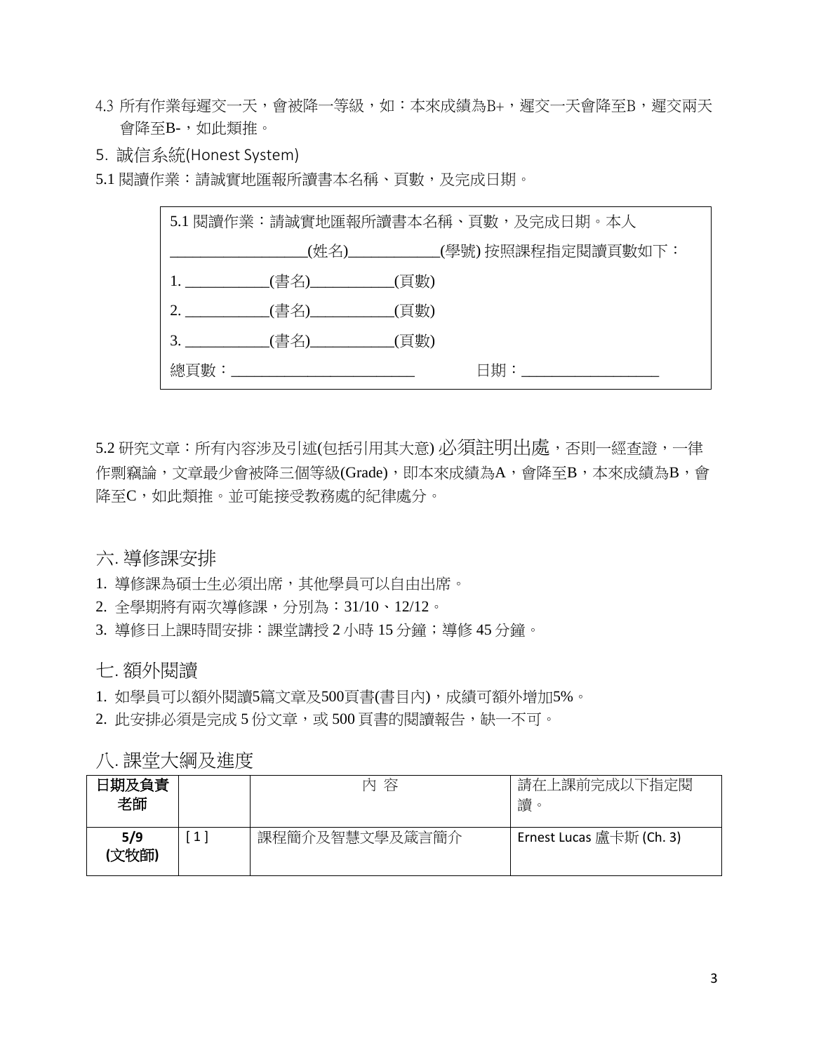4.3 所有作業每遲交一天，會被降一等級，如：本來成績為B+，遲交一天會降至B，遲交兩天會降至B-，如此類推。

5. 誠信系統(Honest System)

5.1 閱讀作業：請誠實地匯報所讀書本名稱、頁數，及完成日期。

| 5.1 閱讀作業：請誠實地匯報所讀書本名稱、頁數，及完成日期。本人 |
|---|
| _________________(姓名)___________(學號) 按照課程指定閱讀頁數如下： |
| 1. ___________(書名)___________(頁數) |
| 2. ___________(書名)___________(頁數) |
| 3. ___________(書名)___________(頁數) |
| 總頁數：________________________　　　　日期：_________________ |

5.2 研究文章：所有內容涉及引述(包括引用其大意) 必須註明出處，否則一經查證，一律作剽竊論，文章最少會被降三個等級(Grade)，即本來成績為A，會降至B，本來成績為B，會降至C，如此類推。並可能接受教務處的紀律處分。

## 六. 導修課安排

1. 導修課為碩士生必須出席，其他學員可以自由出席。
2. 全學期將有兩次導修課，分別為：31/10、12/12。
3. 導修日上課時間安排：課堂講授 2 小時 15 分鐘；導修 45 分鐘。

## 七. 額外閱讀

1. 如學員可以額外閱讀5篇文章及500頁書(書目內)，成績可額外增加5%。
2. 此安排必須是完成 5 份文章，或 500 頁書的閱讀報告，缺一不可。

## 八. 課堂大綱及進度

| **日期及負責老師** | | 內 容 | 請在上課前完成以下指定閱讀。 |
|---|---|---|---|
| **5/9 (文牧師)** | [ 1 ] | 課程簡介及智慧文學及箴言簡介 | Ernest Lucas 盧卡斯 (Ch. 3) |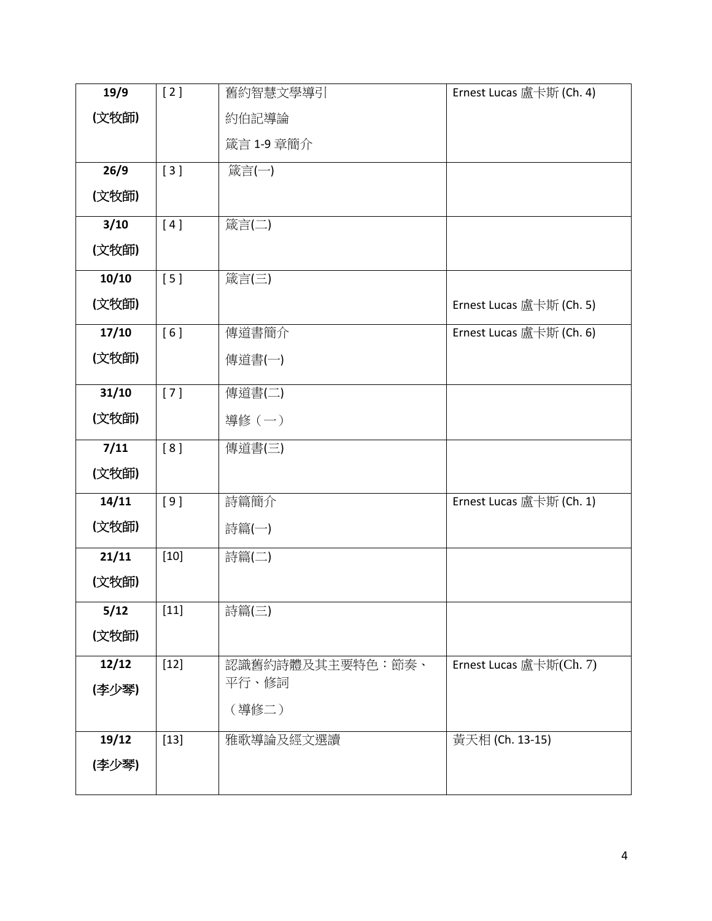| | | | |
|---|---|---|---|
| **19/9**<br>**(文牧師)** | [ 2 ] | 舊約智慧文學導引<br>約伯記導論<br>箴言 1-9 章簡介 | Ernest Lucas 盧卡斯 (Ch. 4) |
| **26/9**<br>**(文牧師)** | [ 3 ] | 箴言(一) | |
| **3/10**<br>**(文牧師)** | [ 4 ] | 箴言(二) | |
| **10/10**<br>**(文牧師)** | [ 5 ] | 箴言(三) | Ernest Lucas 盧卡斯 (Ch. 5) |
| **17/10**<br>**(文牧師)** | [ 6 ] | 傳道書簡介<br>傳道書(一) | Ernest Lucas 盧卡斯 (Ch. 6) |
| **31/10**<br>**(文牧師)** | [ 7 ] | 傳道書(二)<br>導修（一） | |
| **7/11**<br>**(文牧師)** | [ 8 ] | 傳道書(三) | |
| **14/11**<br>**(文牧師)** | [ 9 ] | 詩篇簡介<br>詩篇(一) | Ernest Lucas 盧卡斯 (Ch. 1) |
| **21/11**<br>**(文牧師)** | [10] | 詩篇(二) | |
| **5/12**<br>**(文牧師)** | [11] | 詩篇(三) | |
| **12/12**<br>**(李少琴)** | [12] | 認識舊約詩體及其主要特色：節奏、平行、修詞<br>（導修二） | Ernest Lucas 盧卡斯(Ch. 7) |
| **19/12**<br>**(李少琴)** | [13] | 雅歌導論及經文選讀 | 黃天相 (Ch. 13-15) |